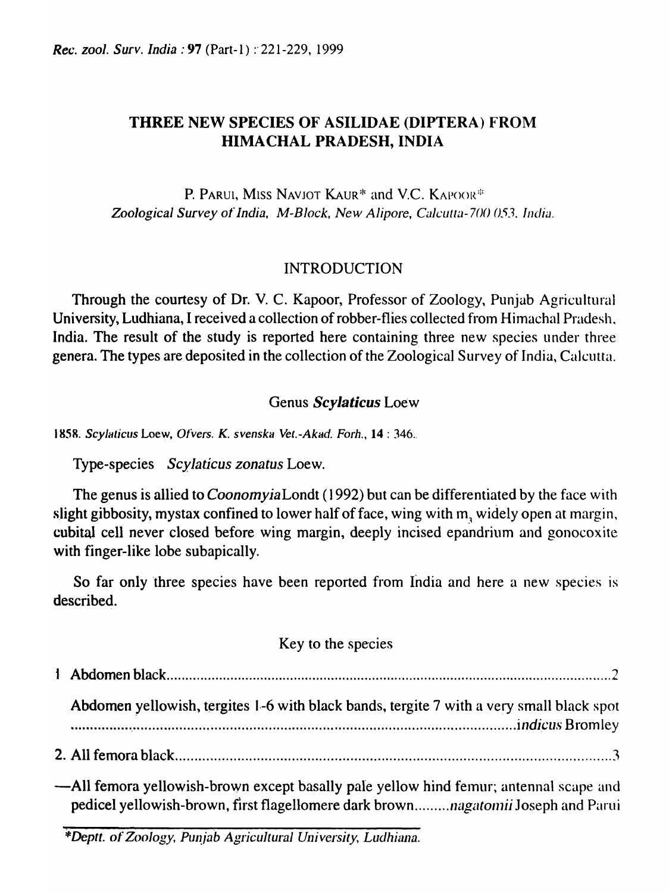# THREE NEW SPECIES OF ASILIDAE (DIPTERA) FROM HIMACHAL PRADESH, INDIA

P. PARUI, MISS NAVJOT KAUR* and V.C. KAPOOR*

*Zoological Survey of India, M-Block, New Alipore, Calcutta-700 053, India.*

## INTRODUCTION

Through the courtesy of Dr. V. C. Kapoor, Professor of Zoology, Punjab Agricultural University, Ludhiana, I received a collection of robber-flies collected from Himachal Pradesh, India. The result of the study is reported here containing three new species under three genera. The types are deposited in the collection of the Zoological Survey of India, Calcutta.

### Genus *Scylaticus* Loew

1858. *Scylaticus* Loew, *Ofvers. K. svenska Vet.-Akad. Forh.*, **14** : 346.

Type-species *Scylaticus zonatus* Loew.

The genus is allied to *Coonomyia* Londt (1992) but can be differentiated by the face with slight gibbosity, mystax confined to lower half of face, wing with $m_3$ widely open at margin, cubital cell never closed before wing margin, deeply incised epandrium and gonocoxite with finger-like lobe subapically.

So far only three species have been reported from India and here a new species is described.

Key to the species

1 Abdomen black.......................................................................................................2

Abdomen yellowish, tergites 1-6 with black bands, tergite 7 with a very small black spot ..........................................................................................................*indicus* Bromley

2. All femora black....................................................................................................3

—All femora yellowish-brown except basally pale yellow hind femur; antennal scape and pedicel yellowish-brown, first flagellomere dark brown.........*nagatomii* Joseph and Parui

*Deptt. of Zoology, Punjab Agricultural University, Ludhiana.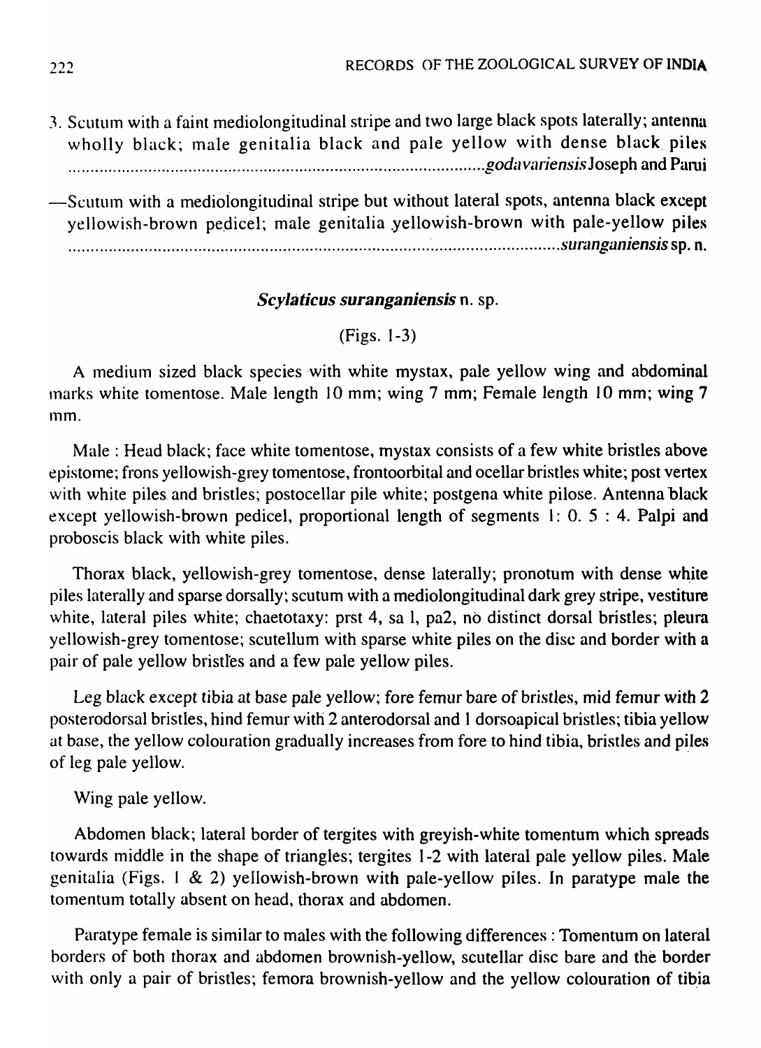3. Scutum with a faint mediolongitudinal stripe and two large black spots laterally; antenna wholly black; male genitalia black and pale yellow with dense black piles ........................................................................................*godavariensis* Joseph and Parui

—Scutum with a mediolongitudinal stripe but without lateral spots, antenna black except yellowish-brown pedicel; male genitalia yellowish-brown with pale-yellow piles ..........................................................................................................*suranganiensis* sp. n.

### *Scylaticus suranganiensis* n. sp.

(Figs. 1-3)

A medium sized black species with white mystax, pale yellow wing and abdominal marks white tomentose. Male length 10 mm; wing 7 mm; Female length 10 mm; wing 7 mm.

Male : Head black; face white tomentose, mystax consists of a few white bristles above epistome; frons yellowish-grey tomentose, frontoorbital and ocellar bristles white; post vertex with white piles and bristles; postocellar pile white; postgena white pilose. Antenna black except yellowish-brown pedicel, proportional length of segments 1: 0. 5 : 4. Palpi and proboscis black with white piles.

Thorax black, yellowish-grey tomentose, dense laterally; pronotum with dense white piles laterally and sparse dorsally; scutum with a mediolongitudinal dark grey stripe, vestiture white, lateral piles white; chaetotaxy: prst 4, sa 1, pa2, no distinct dorsal bristles; pleura yellowish-grey tomentose; scutellum with sparse white piles on the disc and border with a pair of pale yellow bristles and a few pale yellow piles.

Leg black except tibia at base pale yellow; fore femur bare of bristles, mid femur with 2 posterodorsal bristles, hind femur with 2 anterodorsal and 1 dorsoapical bristles; tibia yellow at base, the yellow colouration gradually increases from fore to hind tibia, bristles and piles of leg pale yellow.

Wing pale yellow.

Abdomen black; lateral border of tergites with greyish-white tomentum which spreads towards middle in the shape of triangles; tergites 1-2 with lateral pale yellow piles. Male genitalia (Figs. 1 & 2) yellowish-brown with pale-yellow piles. In paratype male the tomentum totally absent on head, thorax and abdomen.

Paratype female is similar to males with the following differences : Tomentum on lateral borders of both thorax and abdomen brownish-yellow, scutellar disc bare and the border with only a pair of bristles; femora brownish-yellow and the yellow colouration of tibia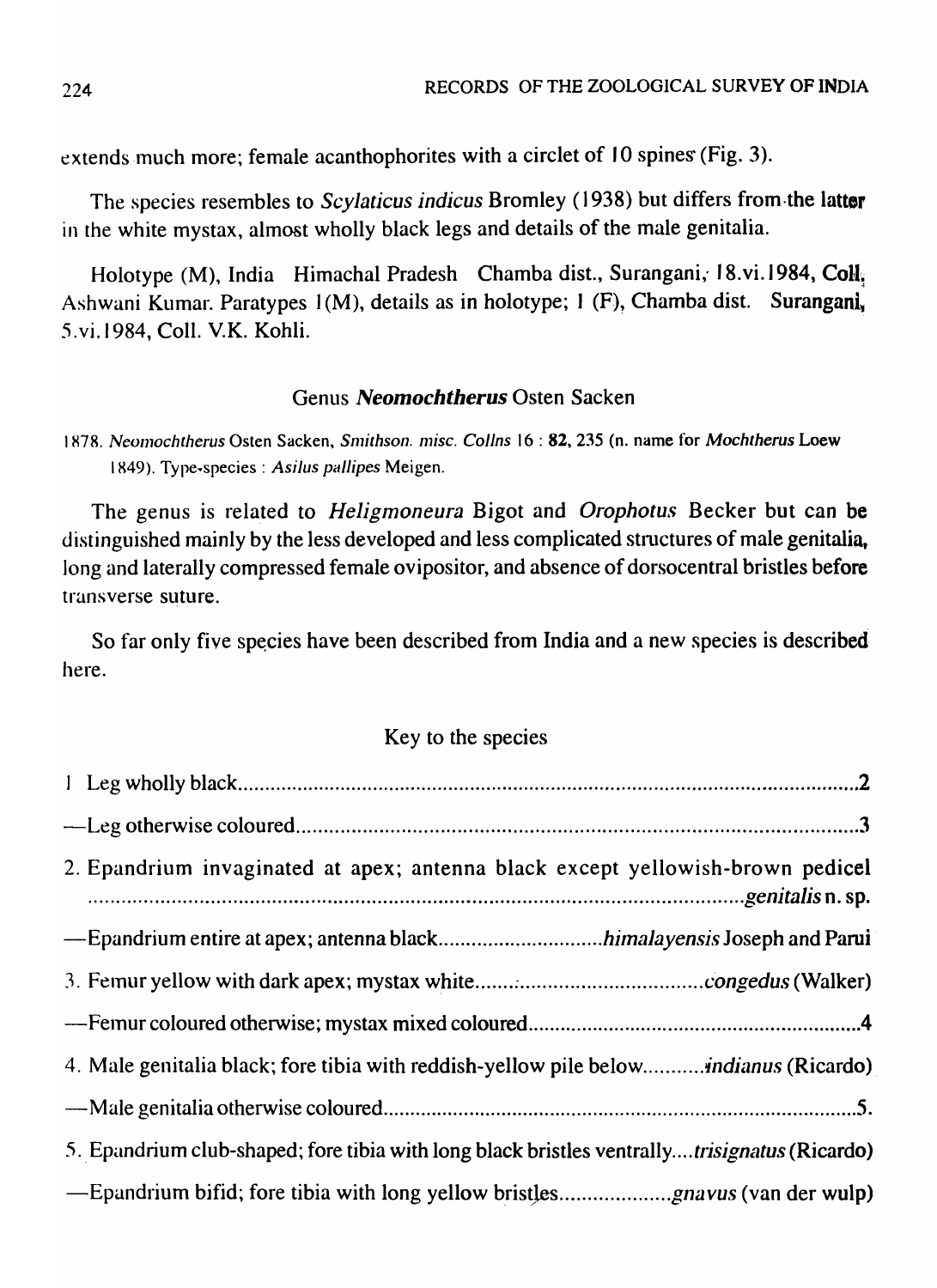extends much more; female acanthophorites with a circlet of 10 spines (Fig. 3).

The species resembles to *Scylaticus indicus* Bromley (1938) but differs from the latter in the white mystax, almost wholly black legs and details of the male genitalia.

Holotype (M), India Himachal Pradesh Chamba dist., Surangani, 18.vi.1984, Coll. Ashwani Kumar. Paratypes 1(M), details as in holotype; 1 (F), Chamba dist. Surangani, 5.vi.1984, Coll. V.K. Kohli.

## Genus *Neomochtherus* Osten Sacken

1878. *Neomochtherus* Osten Sacken, *Smithson. misc. Collns* 16 : **82**, 235 (n. name for *Mochtherus* Loew 1849). Type-species : *Asilus pallipes* Meigen.

The genus is related to *Heligmoneura* Bigot and *Orophotus* Becker but can be distinguished mainly by the less developed and less complicated structures of male genitalia, long and laterally compressed female ovipositor, and absence of dorsocentral bristles before transverse suture.

So far only five species have been described from India and a new species is described here.

### Key to the species

1 Leg wholly black .......... 2

—Leg otherwise coloured .......... 3

2. Epandrium invaginated at apex; antenna black except yellowish-brown pedicel .......... *genitalis* n. sp.

—Epandrium entire at apex; antenna black .......... *himalayensis* Joseph and Parui

3. Femur yellow with dark apex; mystax white .......... *congedus* (Walker)

—Femur coloured otherwise; mystax mixed coloured .......... 4

4. Male genitalia black; fore tibia with reddish-yellow pile below .......... *indianus* (Ricardo)

—Male genitalia otherwise coloured .......... 5.

5. Epandrium club-shaped; fore tibia with long black bristles ventrally .... *trisignatus* (Ricardo)

—Epandrium bifid; fore tibia with long yellow bristles .......... *gnavus* (van der wulp)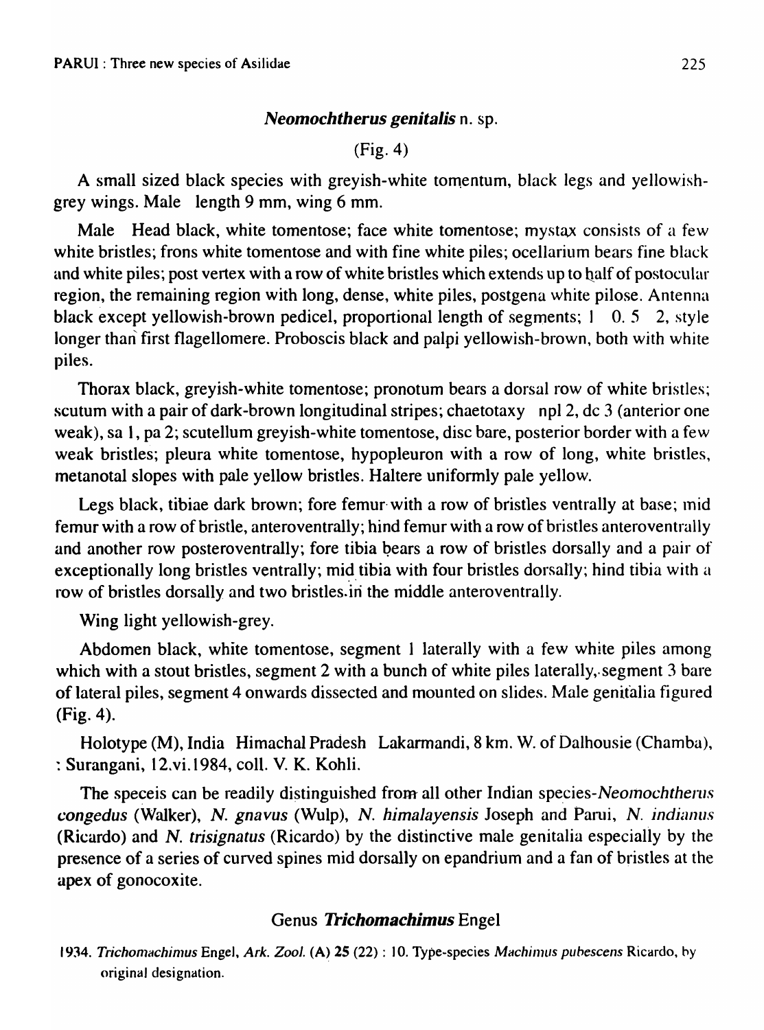### *Neomochtherus genitalis* n. sp.

(Fig. 4)

A small sized black species with greyish-white tomentum, black legs and yellowish-grey wings. Male length 9 mm, wing 6 mm.

Male Head black, white tomentose; face white tomentose; mystax consists of a few white bristles; frons white tomentose and with fine white piles; ocellarium bears fine black and white piles; post vertex with a row of white bristles which extends up to half of postocular region, the remaining region with long, dense, white piles, postgena white pilose. Antenna black except yellowish-brown pedicel, proportional length of segments; 1 0. 5 2, style longer than first flagellomere. Proboscis black and palpi yellowish-brown, both with white piles.

Thorax black, greyish-white tomentose; pronotum bears a dorsal row of white bristles; scutum with a pair of dark-brown longitudinal stripes; chaetotaxy npl 2, dc 3 (anterior one weak), sa 1, pa 2; scutellum greyish-white tomentose, disc bare, posterior border with a few weak bristles; pleura white tomentose, hypopleuron with a row of long, white bristles, metanotal slopes with pale yellow bristles. Haltere uniformly pale yellow.

Legs black, tibiae dark brown; fore femur with a row of bristles ventrally at base; mid femur with a row of bristle, anteroventrally; hind femur with a row of bristles anteroventrally and another row posteroventrally; fore tibia bears a row of bristles dorsally and a pair of exceptionally long bristles ventrally; mid tibia with four bristles dorsally; hind tibia with a row of bristles dorsally and two bristles in the middle anteroventrally.

Wing light yellowish-grey.

Abdomen black, white tomentose, segment 1 laterally with a few white piles among which with a stout bristles, segment 2 with a bunch of white piles laterally, segment 3 bare of lateral piles, segment 4 onwards dissected and mounted on slides. Male genitalia figured (Fig. 4).

Holotype (M), India Himachal Pradesh Lakarmandi, 8 km. W. of Dalhousie (Chamba), : Surangani, 12.vi.1984, coll. V. K. Kohli.

The speceis can be readily distinguished from all other Indian species-*Neomochtherus congedus* (Walker), *N. gnavus* (Wulp), *N. himalayensis* Joseph and Parui, *N. indianus* (Ricardo) and *N. trisignatus* (Ricardo) by the distinctive male genitalia especially by the presence of a series of curved spines mid dorsally on epandrium and a fan of bristles at the apex of gonocoxite.

## Genus *Trichomachimus* Engel

1934. *Trichomachimus* Engel, *Ark. Zool.* (A) 25 (22) : 10. Type-species *Machimus pubescens* Ricardo, by original designation.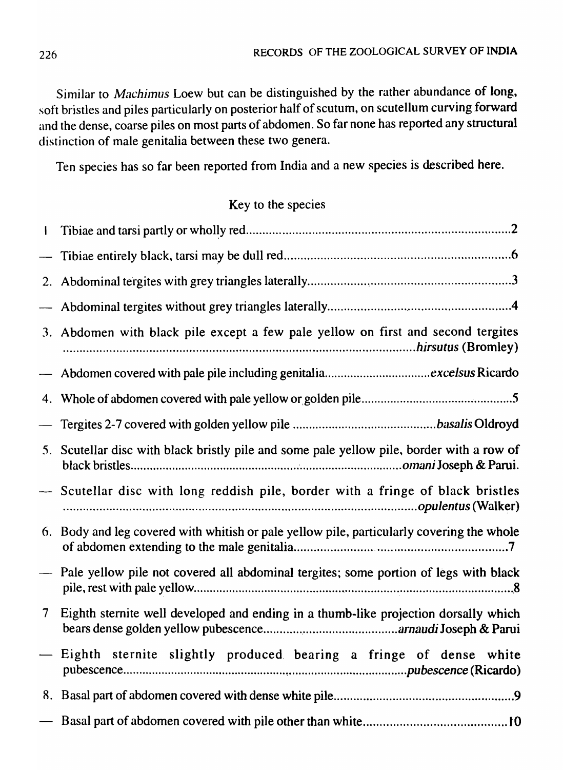Similar to *Machimus* Loew but can be distinguished by the rather abundance of long, soft bristles and piles particularly on posterior half of scutum, on scutellum curving forward and the dense, coarse piles on most parts of abdomen. So far none has reported any structural distinction of male genitalia between these two genera.

Ten species has so far been reported from India and a new species is described here.

### Key to the species

1 Tibiae and tarsi partly or wholly red.......................................................................2

— Tibiae entirely black, tarsi may be dull red.........................................................6

2. Abdominal tergites with grey triangles laterally....................................................3

— Abdominal tergites without grey triangles laterally..............................................4

3. Abdomen with black pile except a few pale yellow on first and second tergites ..................................................................................................*hirsutus* (Bromley)

— Abdomen covered with pale pile including genitalia.......................*excelsus* Ricardo

4. Whole of abdomen covered with pale yellow or golden pile..................................5

— Tergites 2-7 covered with golden yellow pile ..............................................*basalis* Oldroyd

5. Scutellar disc with black bristly pile and some pale yellow pile, border with a row of black bristles..........................................................................*omani* Joseph & Parui.

— Scutellar disc with long reddish pile, border with a fringe of black bristles ..................................................................................................*opulentus* (Walker)

6. Body and leg covered with whitish or pale yellow pile, particularly covering the whole of abdomen extending to the male genitalia..................................................7

— Pale yellow pile not covered all abdominal tergites; some portion of legs with black pile, rest with pale yellow......................................................................................8

7 Eighth sternite well developed and ending in a thumb-like projection dorsally which bears dense golden yellow pubescence.........................................*arnaudi* Joseph & Parui

— Eighth sternite slightly produced bearing a fringe of dense white pubescence............................................................................................*pubescence* (Ricardo)

8. Basal part of abdomen covered with dense white pile.............................................9

— Basal part of abdomen covered with pile other than white....................................10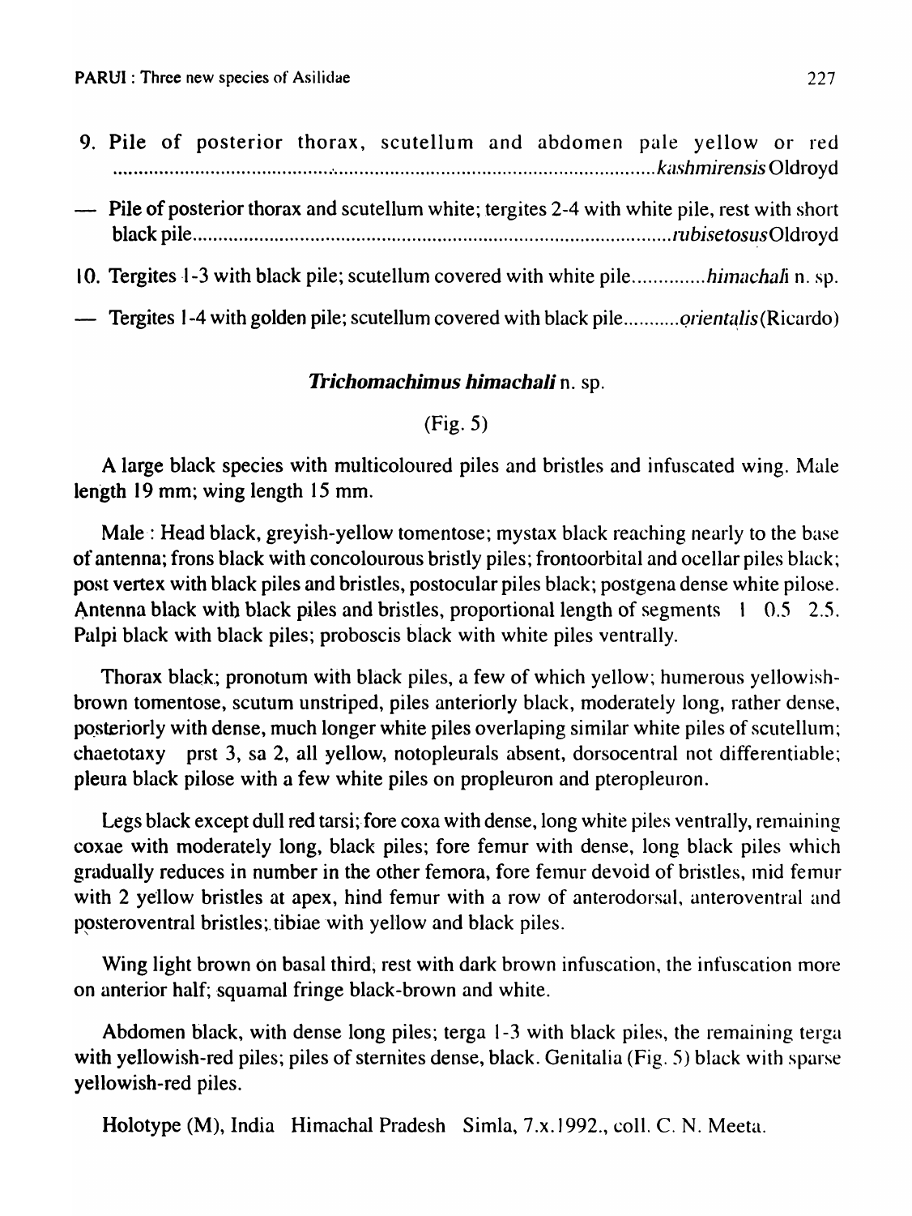9. Pile of posterior thorax, scutellum and abdomen pale yellow or red ............................................................................................ *kashmirensis* Oldroyd

— Pile of posterior thorax and scutellum white; tergites 2-4 with white pile, rest with short black pile ............................................................................................ *rubisetosus* Oldroyd

10. Tergites 1-3 with black pile; scutellum covered with white pile .............. *himachali* n. sp.

— Tergites 1-4 with golden pile; scutellum covered with black pile ........... *orientalis* (Ricardo)

### ***Trichomachimus himachali*** **n. sp.**

(Fig. 5)

A large black species with multicoloured piles and bristles and infuscated wing. Male length 19 mm; wing length 15 mm.

Male : Head black, greyish-yellow tomentose; mystax black reaching nearly to the base of antenna; frons black with concolourous bristly piles; frontoorbital and ocellar piles black; post vertex with black piles and bristles, postocular piles black; postgena dense white pilose. Antenna black with black piles and bristles, proportional length of segments 1 0.5 2.5. Palpi black with black piles; proboscis black with white piles ventrally.

Thorax black; pronotum with black piles, a few of which yellow; humerous yellowish-brown tomentose, scutum unstriped, piles anteriorly black, moderately long, rather dense, posteriorly with dense, much longer white piles overlaping similar white piles of scutellum; chaetotaxy prst 3, sa 2, all yellow, notopleurals absent, dorsocentral not differentiable; pleura black pilose with a few white piles on propleuron and pteropleuron.

Legs black except dull red tarsi; fore coxa with dense, long white piles ventrally, remaining coxae with moderately long, black piles; fore femur with dense, long black piles which gradually reduces in number in the other femora, fore femur devoid of bristles, mid femur with 2 yellow bristles at apex, hind femur with a row of anterodorsal, anteroventral and posteroventral bristles; tibiae with yellow and black piles.

Wing light brown on basal third, rest with dark brown infuscation, the infuscation more on anterior half; squamal fringe black-brown and white.

Abdomen black, with dense long piles; terga 1-3 with black piles, the remaining terga with yellowish-red piles; piles of sternites dense, black. Genitalia (Fig. 5) black with sparse yellowish-red piles.

Holotype (M), India Himachal Pradesh Simla, 7.x.1992., coll. C. N. Meeta.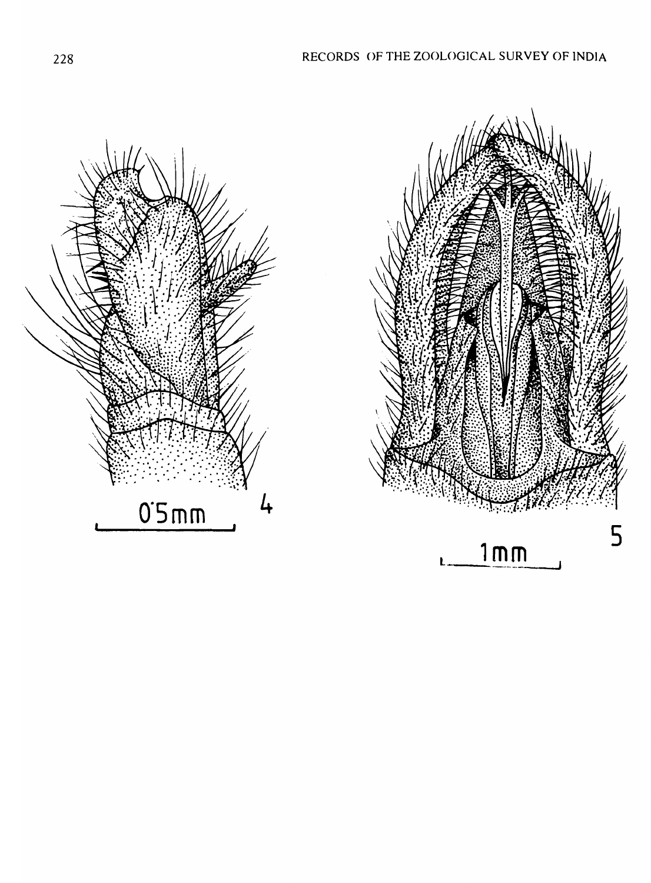0·5mm

4

1mm

5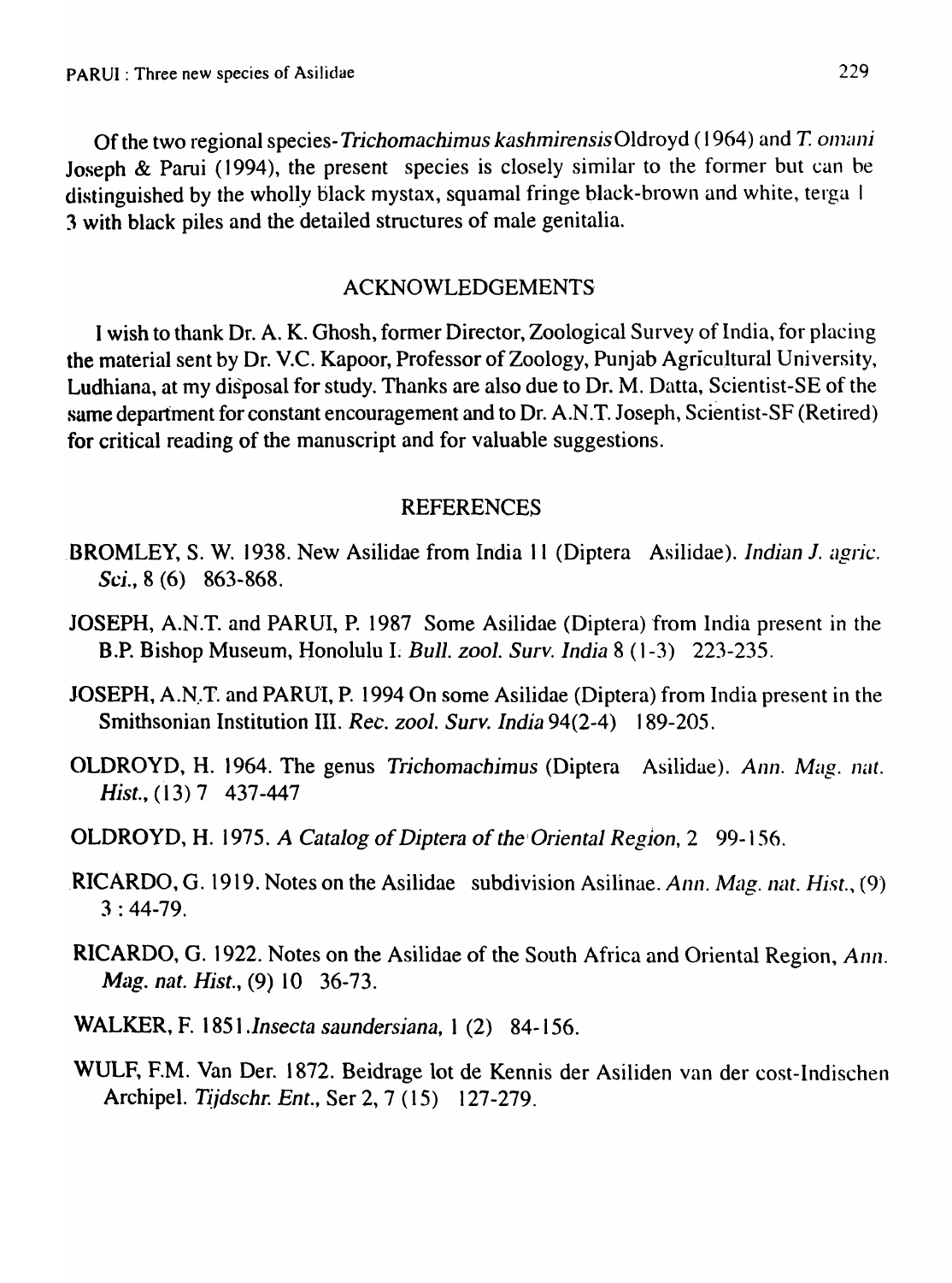Of the two regional species-*Trichomachimus kashmirensis* Oldroyd (1964) and *T. omani* Joseph & Parui (1994), the present species is closely similar to the former but can be distinguished by the wholly black mystax, squamal fringe black-brown and white, terga 1 3 with black piles and the detailed structures of male genitalia.

## ACKNOWLEDGEMENTS

I wish to thank Dr. A. K. Ghosh, former Director, Zoological Survey of India, for placing the material sent by Dr. V.C. Kapoor, Professor of Zoology, Punjab Agricultural University, Ludhiana, at my disposal for study. Thanks are also due to Dr. M. Datta, Scientist-SE of the same department for constant encouragement and to Dr. A.N.T. Joseph, Scientist-SF (Retired) for critical reading of the manuscript and for valuable suggestions.

## REFERENCES

BROMLEY, S. W. 1938. New Asilidae from India 11 (Diptera Asilidae). *Indian J. agric. Sci.*, 8 (6) 863-868.

JOSEPH, A.N.T. and PARUI, P. 1987 Some Asilidae (Diptera) from India present in the B.P. Bishop Museum, Honolulu I. *Bull. zool. Surv. India* 8 (1-3) 223-235.

JOSEPH, A.N.T. and PARUI, P. 1994 On some Asilidae (Diptera) from India present in the Smithsonian Institution III. *Rec. zool. Surv. India* 94(2-4) 189-205.

OLDROYD, H. 1964. The genus *Trichomachimus* (Diptera Asilidae). *Ann. Mag. nat. Hist.*, (13) 7 437-447

OLDROYD, H. 1975. *A Catalog of Diptera of the Oriental Region*, 2 99-156.

RICARDO, G. 1919. Notes on the Asilidae subdivision Asilinae. *Ann. Mag. nat. Hist.*, (9) 3 : 44-79.

RICARDO, G. 1922. Notes on the Asilidae of the South Africa and Oriental Region, *Ann. Mag. nat. Hist.*, (9) 10 36-73.

WALKER, F. 1851. *Insecta saundersiana*, 1 (2) 84-156.

WULF, F.M. Van Der. 1872. Beidrage lot de Kennis der Asiliden van der cost-Indischen Archipel. *Tijdschr. Ent.*, Ser 2, 7 (15) 127-279.